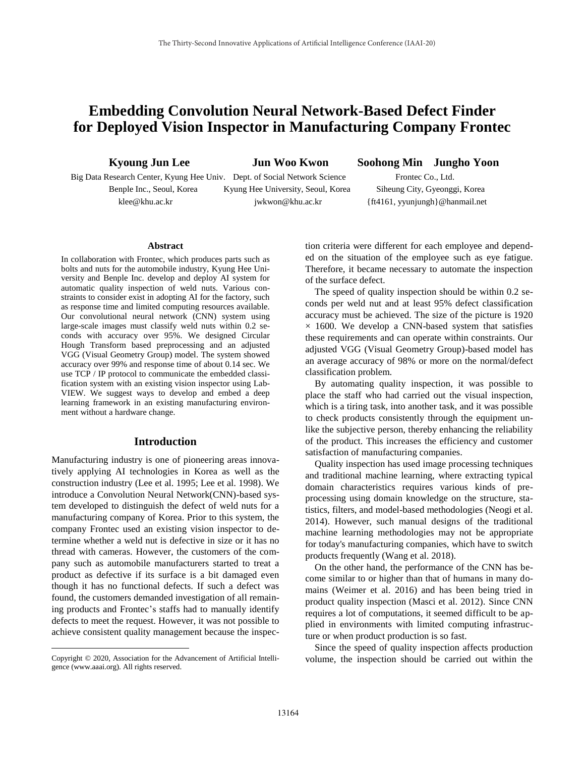# Embedding Convolution Neural Network-Based Defect Finder for Deployed Vision Inspector in Manufacturing Company Frontec

**Kyoung Jun Lee**
Big Data Research Center, Kyung Hee Univ.
Benple Inc., Seoul, Korea
klee@khu.ac.kr

**Jun Woo Kwon**
Dept. of Social Network Science
Kyung Hee University, Seoul, Korea
jwkwon@khu.ac.kr

**Soohong Min Jungho Yoon**
Frontec Co., Ltd.
Siheung City, Gyeonggi, Korea
{ft4161, yyunjungh}@hanmail.net

## Abstract

In collaboration with Frontec, which produces parts such as bolts and nuts for the automobile industry, Kyung Hee University and Benple Inc. develop and deploy AI system for automatic quality inspection of weld nuts. Various constraints to consider exist in adopting AI for the factory, such as response time and limited computing resources available. Our convolutional neural network (CNN) system using large-scale images must classify weld nuts within 0.2 seconds with accuracy over 95%. We designed Circular Hough Transform based preprocessing and an adjusted VGG (Visual Geometry Group) model. The system showed accuracy over 99% and response time of about 0.14 sec. We use TCP / IP protocol to communicate the embedded classification system with an existing vision inspector using LabVIEW. We suggest ways to develop and embed a deep learning framework in an existing manufacturing environment without a hardware change.

## Introduction

Manufacturing industry is one of pioneering areas innovatively applying AI technologies in Korea as well as the construction industry (Lee et al. 1995; Lee et al. 1998). We introduce a Convolution Neural Network(CNN)-based system developed to distinguish the defect of weld nuts for a manufacturing company of Korea. Prior to this system, the company Frontec used an existing vision inspector to determine whether a weld nut is defective in size or it has no thread with cameras. However, the customers of the company such as automobile manufacturers started to treat a product as defective if its surface is a bit damaged even though it has no functional defects. If such a defect was found, the customers demanded investigation of all remaining products and Frontec's staffs had to manually identify defects to meet the request. However, it was not possible to achieve consistent quality management because the inspection criteria were different for each employee and depended on the situation of the employee such as eye fatigue. Therefore, it became necessary to automate the inspection of the surface defect.

The speed of quality inspection should be within 0.2 seconds per weld nut and at least 95% defect classification accuracy must be achieved. The size of the picture is 1920 × 1600. We develop a CNN-based system that satisfies these requirements and can operate within constraints. Our adjusted VGG (Visual Geometry Group)-based model has an average accuracy of 98% or more on the normal/defect classification problem.

By automating quality inspection, it was possible to place the staff who had carried out the visual inspection, which is a tiring task, into another task, and it was possible to check products consistently through the equipment unlike the subjective person, thereby enhancing the reliability of the product. This increases the efficiency and customer satisfaction of manufacturing companies.

Quality inspection has used image processing techniques and traditional machine learning, where extracting typical domain characteristics requires various kinds of preprocessing using domain knowledge on the structure, statistics, filters, and model-based methodologies (Neogi et al. 2014). However, such manual designs of the traditional machine learning methodologies may not be appropriate for today's manufacturing companies, which have to switch products frequently (Wang et al. 2018).

On the other hand, the performance of the CNN has become similar to or higher than that of humans in many domains (Weimer et al. 2016) and has been being tried in product quality inspection (Masci et al. 2012). Since CNN requires a lot of computations, it seemed difficult to be applied in environments with limited computing infrastructure or when product production is so fast.

Since the speed of quality inspection affects production volume, the inspection should be carried out within the

Copyright © 2020, Association for the Advancement of Artificial Intelligence (www.aaai.org). All rights reserved.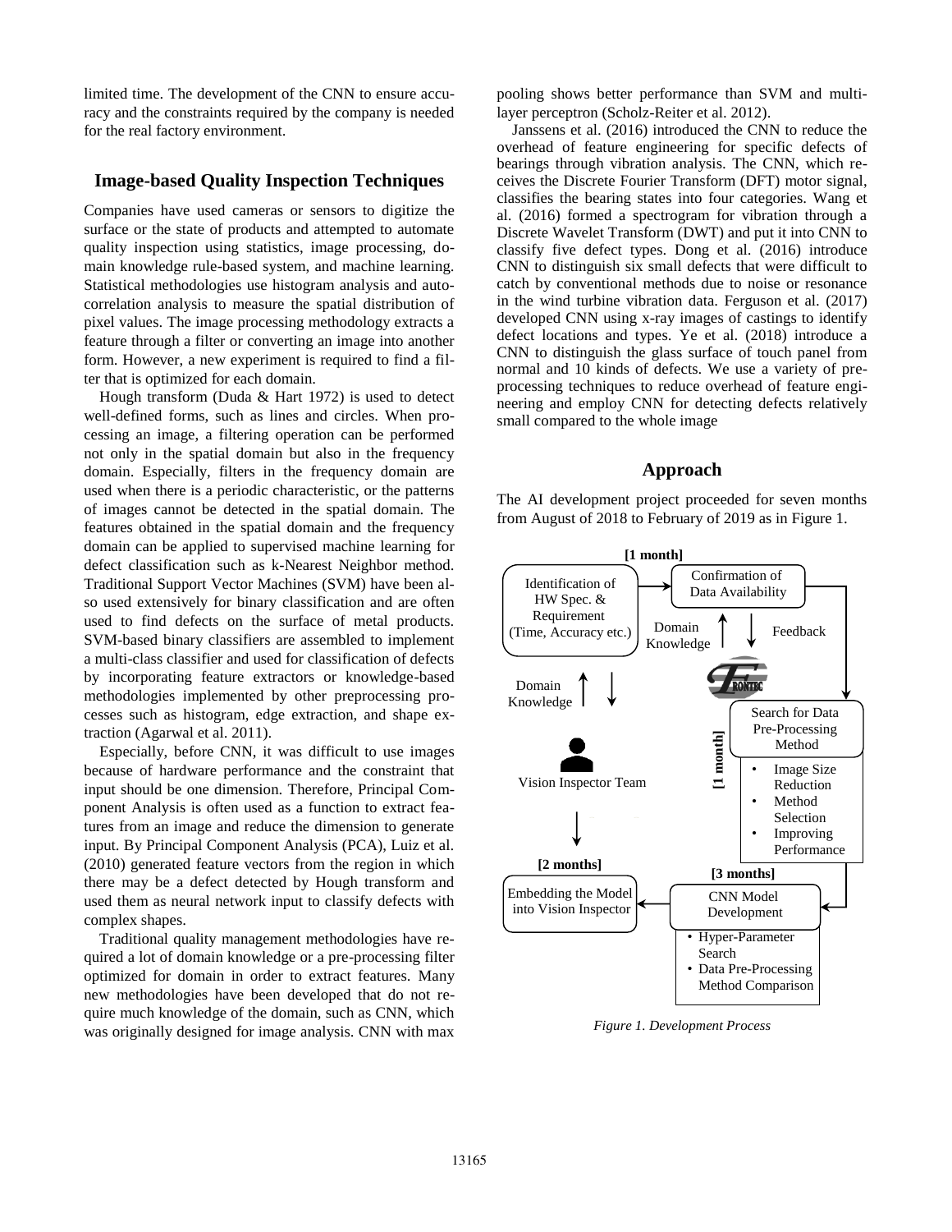limited time. The development of the CNN to ensure accuracy and the constraints required by the company is needed for the real factory environment.

## Image-based Quality Inspection Techniques

Companies have used cameras or sensors to digitize the surface or the state of products and attempted to automate quality inspection using statistics, image processing, domain knowledge rule-based system, and machine learning. Statistical methodologies use histogram analysis and autocorrelation analysis to measure the spatial distribution of pixel values. The image processing methodology extracts a feature through a filter or converting an image into another form. However, a new experiment is required to find a filter that is optimized for each domain.

Hough transform (Duda & Hart 1972) is used to detect well-defined forms, such as lines and circles. When processing an image, a filtering operation can be performed not only in the spatial domain but also in the frequency domain. Especially, filters in the frequency domain are used when there is a periodic characteristic, or the patterns of images cannot be detected in the spatial domain. The features obtained in the spatial domain and the frequency domain can be applied to supervised machine learning for defect classification such as k-Nearest Neighbor method. Traditional Support Vector Machines (SVM) have been also used extensively for binary classification and are often used to find defects on the surface of metal products. SVM-based binary classifiers are assembled to implement a multi-class classifier and used for classification of defects by incorporating feature extractors or knowledge-based methodologies implemented by other preprocessing processes such as histogram, edge extraction, and shape extraction (Agarwal et al. 2011).

Especially, before CNN, it was difficult to use images because of hardware performance and the constraint that input should be one dimension. Therefore, Principal Component Analysis is often used as a function to extract features from an image and reduce the dimension to generate input. By Principal Component Analysis (PCA), Luiz et al. (2010) generated feature vectors from the region in which there may be a defect detected by Hough transform and used them as neural network input to classify defects with complex shapes.

Traditional quality management methodologies have required a lot of domain knowledge or a pre-processing filter optimized for domain in order to extract features. Many new methodologies have been developed that do not require much knowledge of the domain, such as CNN, which was originally designed for image analysis. CNN with max pooling shows better performance than SVM and multi-layer perceptron (Scholz-Reiter et al. 2012).

Janssens et al. (2016) introduced the CNN to reduce the overhead of feature engineering for specific defects of bearings through vibration analysis. The CNN, which receives the Discrete Fourier Transform (DFT) motor signal, classifies the bearing states into four categories. Wang et al. (2016) formed a spectrogram for vibration through a Discrete Wavelet Transform (DWT) and put it into CNN to classify five defect types. Dong et al. (2016) introduce CNN to distinguish six small defects that were difficult to catch by conventional methods due to noise or resonance in the wind turbine vibration data. Ferguson et al. (2017) developed CNN using x-ray images of castings to identify defect locations and types. Ye et al. (2018) introduce a CNN to distinguish the glass surface of touch panel from normal and 10 kinds of defects. We use a variety of pre-processing techniques to reduce overhead of feature engineering and employ CNN for detecting defects relatively small compared to the whole image

## Approach

The AI development project proceeded for seven months from August of 2018 to February of 2019 as in Figure 1.

[1 month]

Identification of HW Spec. & Requirement (Time, Accuracy etc.) → Confirmation of Data Availability

Domain Knowledge ↑ ↓ Feedback

Domain Knowledge ↑ ↓

Vision Inspector Team

[1 month] Search for Data Pre-Processing Method
- Image Size Reduction
- Method Selection
- Improving Performance

[2 months] Embedding the Model into Vision Inspector ← [3 months] CNN Model Development
- Hyper-Parameter Search
- Data Pre-Processing Method Comparison

*Figure 1. Development Process*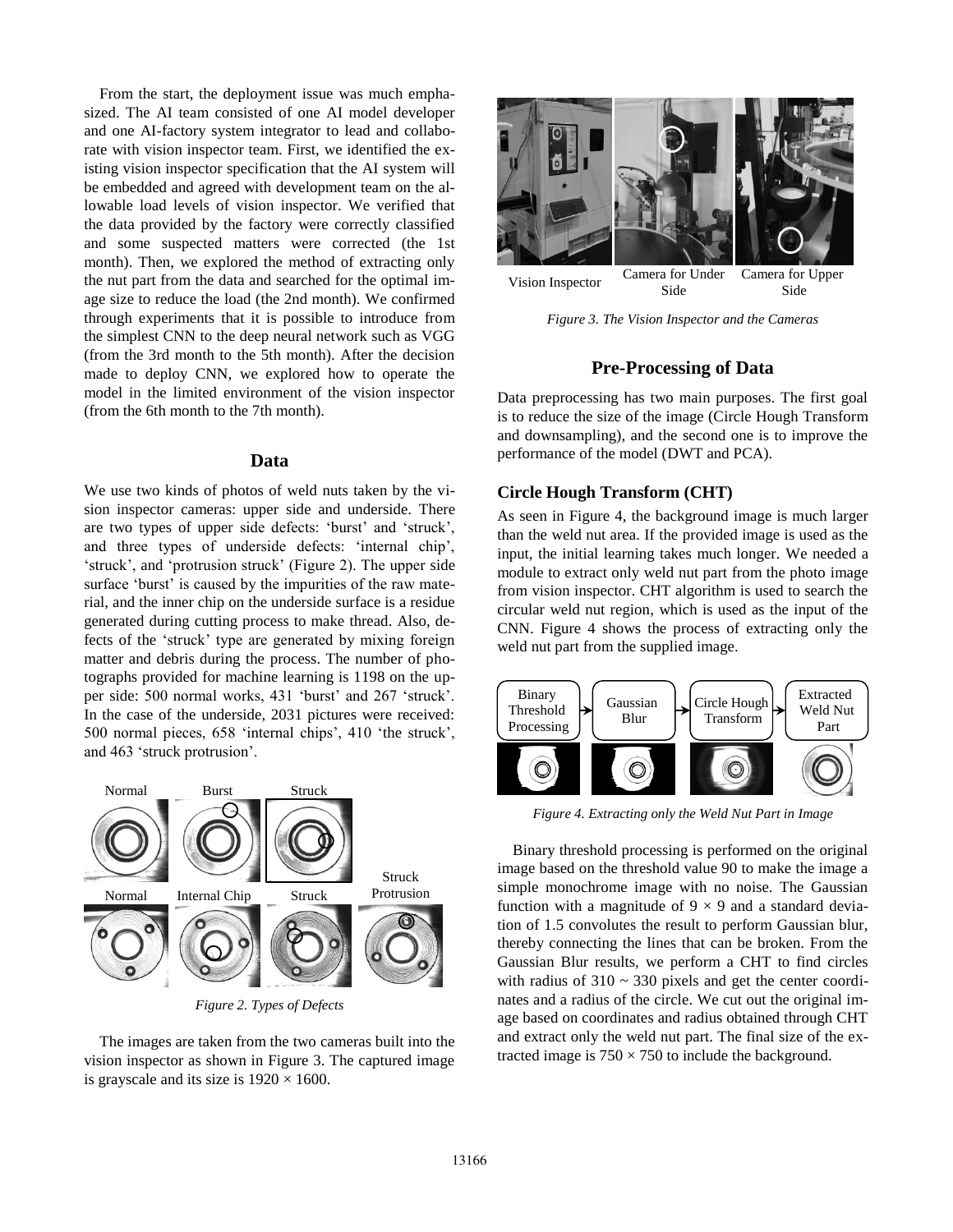From the start, the deployment issue was much emphasized. The AI team consisted of one AI model developer and one AI-factory system integrator to lead and collaborate with vision inspector team. First, we identified the existing vision inspector specification that the AI system will be embedded and agreed with development team on the allowable load levels of vision inspector. We verified that the data provided by the factory were correctly classified and some suspected matters were corrected (the 1st month). Then, we explored the method of extracting only the nut part from the data and searched for the optimal image size to reduce the load (the 2nd month). We confirmed through experiments that it is possible to introduce from the simplest CNN to the deep neural network such as VGG (from the 3rd month to the 5th month). After the decision made to deploy CNN, we explored how to operate the model in the limited environment of the vision inspector (from the 6th month to the 7th month).

## Data

We use two kinds of photos of weld nuts taken by the vision inspector cameras: upper side and underside. There are two types of upper side defects: 'burst' and 'struck', and three types of underside defects: 'internal chip', 'struck', and 'protrusion struck' (Figure 2). The upper side surface 'burst' is caused by the impurities of the raw material, and the inner chip on the underside surface is a residue generated during cutting process to make thread. Also, defects of the 'struck' type are generated by mixing foreign matter and debris during the process. The number of photographs provided for machine learning is 1198 on the upper side: 500 normal works, 431 'burst' and 267 'struck'. In the case of the underside, 2031 pictures were received: 500 normal pieces, 658 'internal chips', 410 'the struck', and 463 'struck protrusion'.

*Figure 2. Types of Defects*

The images are taken from the two cameras built into the vision inspector as shown in Figure 3. The captured image is grayscale and its size is $1920 \times 1600$.

*Figure 3. The Vision Inspector and the Cameras*

## Pre-Processing of Data

Data preprocessing has two main purposes. The first goal is to reduce the size of the image (Circle Hough Transform and downsampling), and the second one is to improve the performance of the model (DWT and PCA).

### Circle Hough Transform (CHT)

As seen in Figure 4, the background image is much larger than the weld nut area. If the provided image is used as the input, the initial learning takes much longer. We needed a module to extract only weld nut part from the photo image from vision inspector. CHT algorithm is used to search the circular weld nut region, which is used as the input of the CNN. Figure 4 shows the process of extracting only the weld nut part from the supplied image.

*Figure 4. Extracting only the Weld Nut Part in Image*

Binary threshold processing is performed on the original image based on the threshold value 90 to make the image a simple monochrome image with no noise. The Gaussian function with a magnitude of $9 \times 9$ and a standard deviation of 1.5 convolutes the result to perform Gaussian blur, thereby connecting the lines that can be broken. From the Gaussian Blur results, we perform a CHT to find circles with radius of $310 \sim 330$ pixels and get the center coordinates and a radius of the circle. We cut out the original image based on coordinates and radius obtained through CHT and extract only the weld nut part. The final size of the extracted image is $750 \times 750$ to include the background.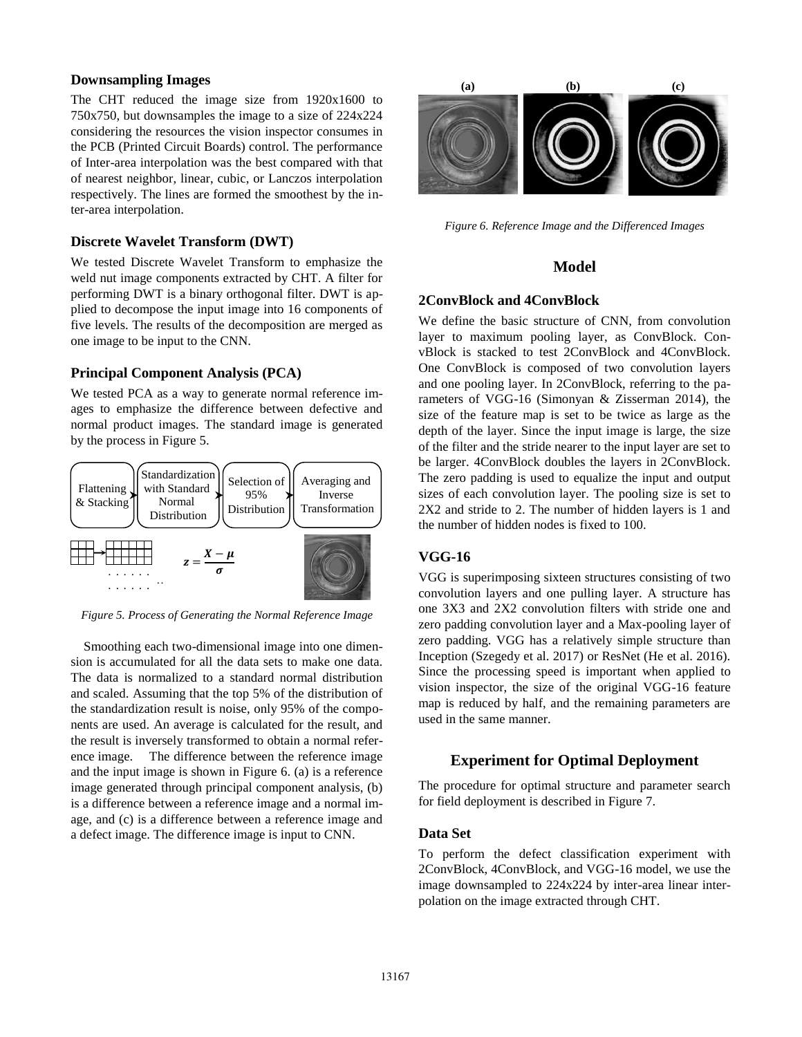### Downsampling Images

The CHT reduced the image size from 1920x1600 to 750x750, but downsamples the image to a size of 224x224 considering the resources the vision inspector consumes in the PCB (Printed Circuit Boards) control. The performance of Inter-area interpolation was the best compared with that of nearest neighbor, linear, cubic, or Lanczos interpolation respectively. The lines are formed the smoothest by the inter-area interpolation.

### Discrete Wavelet Transform (DWT)

We tested Discrete Wavelet Transform to emphasize the weld nut image components extracted by CHT. A filter for performing DWT is a binary orthogonal filter. DWT is applied to decompose the input image into 16 components of five levels. The results of the decomposition are merged as one image to be input to the CNN.

### Principal Component Analysis (PCA)

We tested PCA as a way to generate normal reference images to emphasize the difference between defective and normal product images. The standard image is generated by the process in Figure 5.

Flattening & Stacking → Standardization with Standard Normal Distribution → Selection of 95% Distribution → Averaging and Inverse Transformation

$$z = \frac{X - \mu}{\sigma}$$

*Figure 5. Process of Generating the Normal Reference Image*

Smoothing each two-dimensional image into one dimension is accumulated for all the data sets to make one data. The data is normalized to a standard normal distribution and scaled. Assuming that the top 5% of the distribution of the standardization result is noise, only 95% of the components are used. An average is calculated for the result, and the result is inversely transformed to obtain a normal reference image. The difference between the reference image and the input image is shown in Figure 6. (a) is a reference image generated through principal component analysis, (b) is a difference between a reference image and a normal image, and (c) is a difference between a reference image and a defect image. The difference image is input to CNN.

*Figure 6. Reference Image and the Differenced Images*

## Model

### 2ConvBlock and 4ConvBlock

We define the basic structure of CNN, from convolution layer to maximum pooling layer, as ConvBlock. ConvBlock is stacked to test 2ConvBlock and 4ConvBlock. One ConvBlock is composed of two convolution layers and one pooling layer. In 2ConvBlock, referring to the parameters of VGG-16 (Simonyan & Zisserman 2014), the size of the feature map is set to be twice as large as the depth of the layer. Since the input image is large, the size of the filter and the stride nearer to the input layer are set to be larger. 4ConvBlock doubles the layers in 2ConvBlock. The zero padding is used to equalize the input and output sizes of each convolution layer. The pooling size is set to 2X2 and stride to 2. The number of hidden layers is 1 and the number of hidden nodes is fixed to 100.

### VGG-16

VGG is superimposing sixteen structures consisting of two convolution layers and one pulling layer. A structure has one 3X3 and 2X2 convolution filters with stride one and zero padding convolution layer and a Max-pooling layer of zero padding. VGG has a relatively simple structure than Inception (Szegedy et al. 2017) or ResNet (He et al. 2016). Since the processing speed is important when applied to vision inspector, the size of the original VGG-16 feature map is reduced by half, and the remaining parameters are used in the same manner.

## Experiment for Optimal Deployment

The procedure for optimal structure and parameter search for field deployment is described in Figure 7.

### Data Set

To perform the defect classification experiment with 2ConvBlock, 4ConvBlock, and VGG-16 model, we use the image downsampled to 224x224 by inter-area linear interpolation on the image extracted through CHT.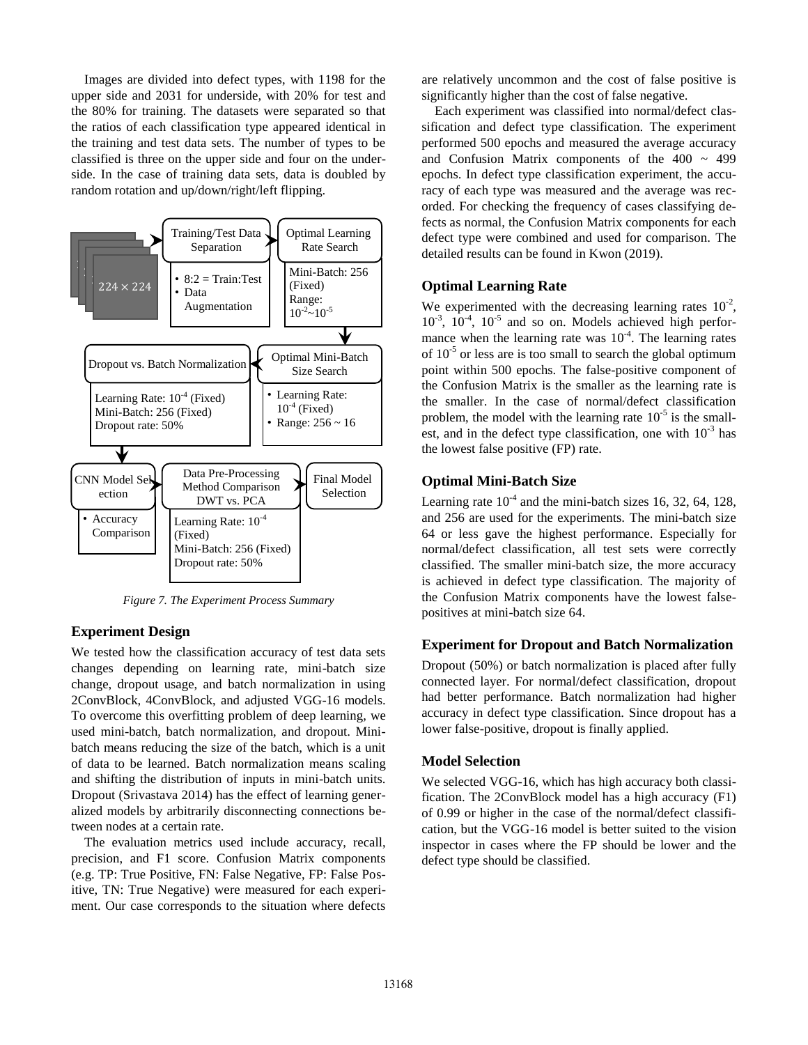Images are divided into defect types, with 1198 for the upper side and 2031 for underside, with 20% for test and the 80% for training. The datasets were separated so that the ratios of each classification type appeared identical in the training and test data sets. The number of types to be classified is three on the upper side and four on the underside. In the case of training data sets, data is doubled by random rotation and up/down/right/left flipping.

Figure 7. The Experiment Process Summary

## Experiment Design

We tested how the classification accuracy of test data sets changes depending on learning rate, mini-batch size change, dropout usage, and batch normalization in using 2ConvBlock, 4ConvBlock, and adjusted VGG-16 models. To overcome this overfitting problem of deep learning, we used mini-batch, batch normalization, and dropout. Mini-batch means reducing the size of the batch, which is a unit of data to be learned. Batch normalization means scaling and shifting the distribution of inputs in mini-batch units. Dropout (Srivastava 2014) has the effect of learning generalized models by arbitrarily disconnecting connections between nodes at a certain rate.

The evaluation metrics used include accuracy, recall, precision, and F1 score. Confusion Matrix components (e.g. TP: True Positive, FN: False Negative, FP: False Positive, TN: True Negative) were measured for each experiment. Our case corresponds to the situation where defects are relatively uncommon and the cost of false positive is significantly higher than the cost of false negative.

Each experiment was classified into normal/defect classification and defect type classification. The experiment performed 500 epochs and measured the average accuracy and Confusion Matrix components of the 400 ~ 499 epochs. In defect type classification experiment, the accuracy of each type was measured and the average was recorded. For checking the frequency of cases classifying defects as normal, the Confusion Matrix components for each defect type were combined and used for comparison. The detailed results can be found in Kwon (2019).

## Optimal Learning Rate

We experimented with the decreasing learning rates $10^{-2}$, $10^{-3}$, $10^{-4}$, $10^{-5}$ and so on. Models achieved high performance when the learning rate was $10^{-4}$. The learning rates of $10^{-5}$ or less are is too small to search the global optimum point within 500 epochs. The false-positive component of the Confusion Matrix is the smaller as the learning rate is the smaller. In the case of normal/defect classification problem, the model with the learning rate $10^{-5}$ is the smallest, and in the defect type classification, one with $10^{-3}$ has the lowest false positive (FP) rate.

## Optimal Mini-Batch Size

Learning rate $10^{-4}$ and the mini-batch sizes 16, 32, 64, 128, and 256 are used for the experiments. The mini-batch size 64 or less gave the highest performance. Especially for normal/defect classification, all test sets were correctly classified. The smaller mini-batch size, the more accuracy is achieved in defect type classification. The majority of the Confusion Matrix components have the lowest false-positives at mini-batch size 64.

## Experiment for Dropout and Batch Normalization

Dropout (50%) or batch normalization is placed after fully connected layer. For normal/defect classification, dropout had better performance. Batch normalization had higher accuracy in defect type classification. Since dropout has a lower false-positive, dropout is finally applied.

## Model Selection

We selected VGG-16, which has high accuracy both classification. The 2ConvBlock model has a high accuracy (F1) of 0.99 or higher in the case of the normal/defect classification, but the VGG-16 model is better suited to the vision inspector in cases where the FP should be lower and the defect type should be classified.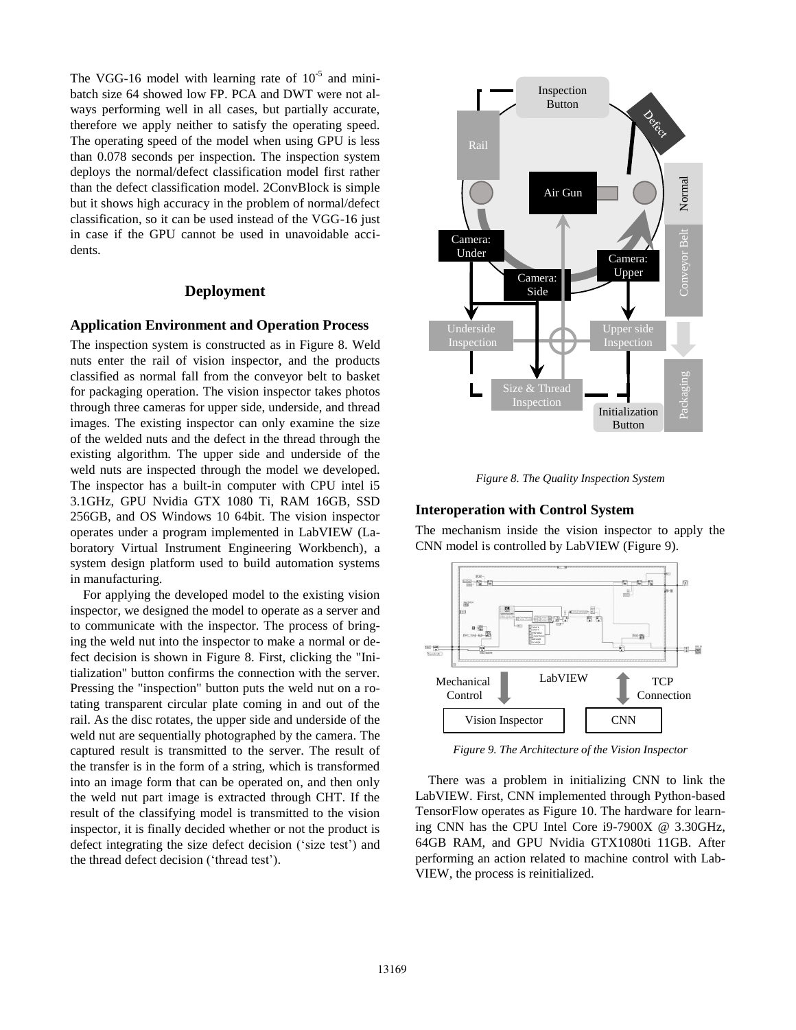The VGG-16 model with learning rate of $10^{-5}$ and mini-batch size 64 showed low FP. PCA and DWT were not always performing well in all cases, but partially accurate, therefore we apply neither to satisfy the operating speed. The operating speed of the model when using GPU is less than 0.078 seconds per inspection. The inspection system deploys the normal/defect classification model first rather than the defect classification model. 2ConvBlock is simple but it shows high accuracy in the problem of normal/defect classification, so it can be used instead of the VGG-16 just in case if the GPU cannot be used in unavoidable accidents.

## Deployment

### Application Environment and Operation Process

The inspection system is constructed as in Figure 8. Weld nuts enter the rail of vision inspector, and the products classified as normal fall from the conveyor belt to basket for packaging operation. The vision inspector takes photos through three cameras for upper side, underside, and thread images. The existing inspector can only examine the size of the welded nuts and the defect in the thread through the existing algorithm. The upper side and underside of the weld nuts are inspected through the model we developed. The inspector has a built-in computer with CPU intel i5 3.1GHz, GPU Nvidia GTX 1080 Ti, RAM 16GB, SSD 256GB, and OS Windows 10 64bit. The vision inspector operates under a program implemented in LabVIEW (Laboratory Virtual Instrument Engineering Workbench), a system design platform used to build automation systems in manufacturing.

For applying the developed model to the existing vision inspector, we designed the model to operate as a server and to communicate with the inspector. The process of bringing the weld nut into the inspector to make a normal or defect decision is shown in Figure 8. First, clicking the "Initialization" button confirms the connection with the server. Pressing the "inspection" button puts the weld nut on a rotating transparent circular plate coming in and out of the rail. As the disc rotates, the upper side and underside of the weld nut are sequentially photographed by the camera. The captured result is transmitted to the server. The result of the transfer is in the form of a string, which is transformed into an image form that can be operated on, and then only the weld nut part image is extracted through CHT. If the result of the classifying model is transmitted to the vision inspector, it is finally decided whether or not the product is defect integrating the size defect decision ('size test') and the thread defect decision ('thread test').

*Figure 8. The Quality Inspection System*

### Interoperation with Control System

The mechanism inside the vision inspector to apply the CNN model is controlled by LabVIEW (Figure 9).

*Figure 9. The Architecture of the Vision Inspector*

There was a problem in initializing CNN to link the LabVIEW. First, CNN implemented through Python-based TensorFlow operates as Figure 10. The hardware for learning CNN has the CPU Intel Core i9-7900X @ 3.30GHz, 64GB RAM, and GPU Nvidia GTX1080ti 11GB. After performing an action related to machine control with LabVIEW, the process is reinitialized.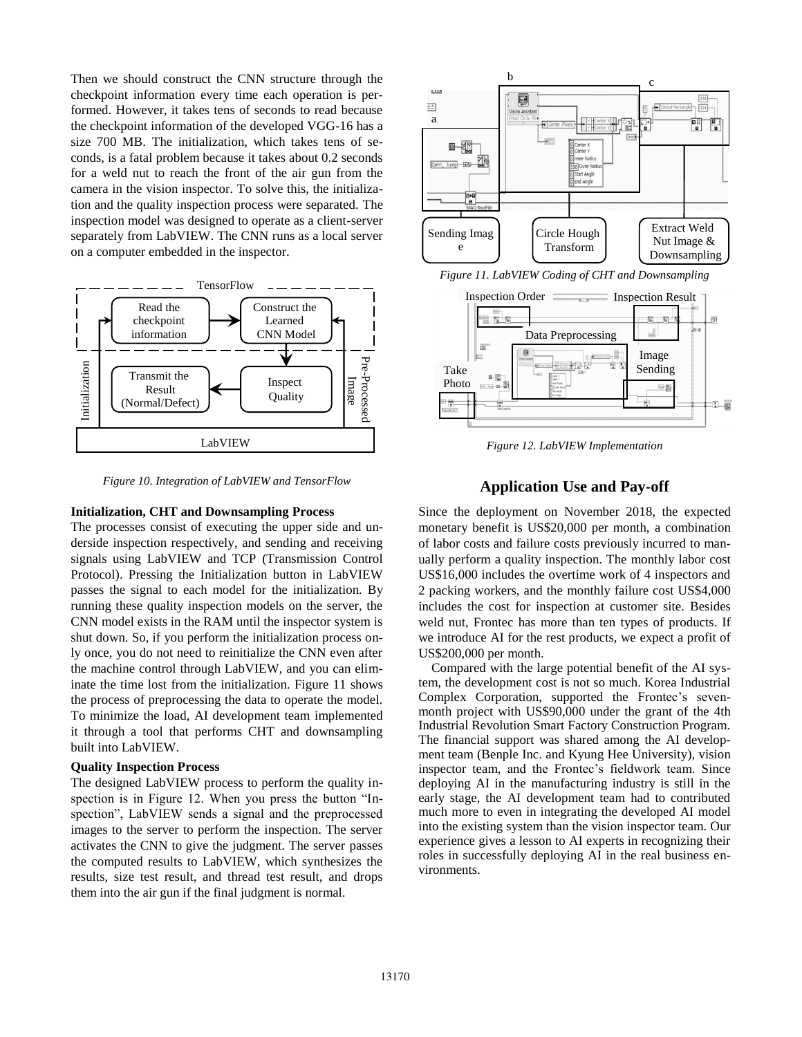Then we should construct the CNN structure through the checkpoint information every time each operation is performed. However, it takes tens of seconds to read because the checkpoint information of the developed VGG-16 has a size 700 MB. The initialization, which takes tens of seconds, is a fatal problem because it takes about 0.2 seconds for a weld nut to reach the front of the air gun from the camera in the vision inspector. To solve this, the initialization and the quality inspection process were separated. The inspection model was designed to operate as a client-server separately from LabVIEW. The CNN runs as a local server on a computer embedded in the inspector.

Figure 10. Integration of LabVIEW and TensorFlow

**Initialization, CHT and Downsampling Process**

The processes consist of executing the upper side and underside inspection respectively, and sending and receiving signals using LabVIEW and TCP (Transmission Control Protocol). Pressing the Initialization button in LabVIEW passes the signal to each model for the initialization. By running these quality inspection models on the server, the CNN model exists in the RAM until the inspector system is shut down. So, if you perform the initialization process only once, you do not need to reinitialize the CNN even after the machine control through LabVIEW, and you can eliminate the time lost from the initialization. Figure 11 shows the process of preprocessing the data to operate the model. To minimize the load, AI development team implemented it through a tool that performs CHT and downsampling built into LabVIEW.

**Quality Inspection Process**

The designed LabVIEW process to perform the quality inspection is in Figure 12. When you press the button "Inspection", LabVIEW sends a signal and the preprocessed images to the server to perform the inspection. The server activates the CNN to give the judgment. The server passes the computed results to LabVIEW, which synthesizes the results, size test result, and thread test result, and drops them into the air gun if the final judgment is normal.

Figure 11. LabVIEW Coding of CHT and Downsampling

Figure 12. LabVIEW Implementation

## Application Use and Pay-off

Since the deployment on November 2018, the expected monetary benefit is US$20,000 per month, a combination of labor costs and failure costs previously incurred to manually perform a quality inspection. The monthly labor cost US$16,000 includes the overtime work of 4 inspectors and 2 packing workers, and the monthly failure cost US$4,000 includes the cost for inspection at customer site. Besides weld nut, Frontec has more than ten types of products. If we introduce AI for the rest products, we expect a profit of US$200,000 per month.

Compared with the large potential benefit of the AI system, the development cost is not so much. Korea Industrial Complex Corporation, supported the Frontec's seven-month project with US$90,000 under the grant of the 4th Industrial Revolution Smart Factory Construction Program. The financial support was shared among the AI development team (Benple Inc. and Kyung Hee University), vision inspector team, and the Frontec's fieldwork team. Since deploying AI in the manufacturing industry is still in the early stage, the AI development team had to contributed much more to even in integrating the developed AI model into the existing system than the vision inspector team. Our experience gives a lesson to AI experts in recognizing their roles in successfully deploying AI in the real business environments.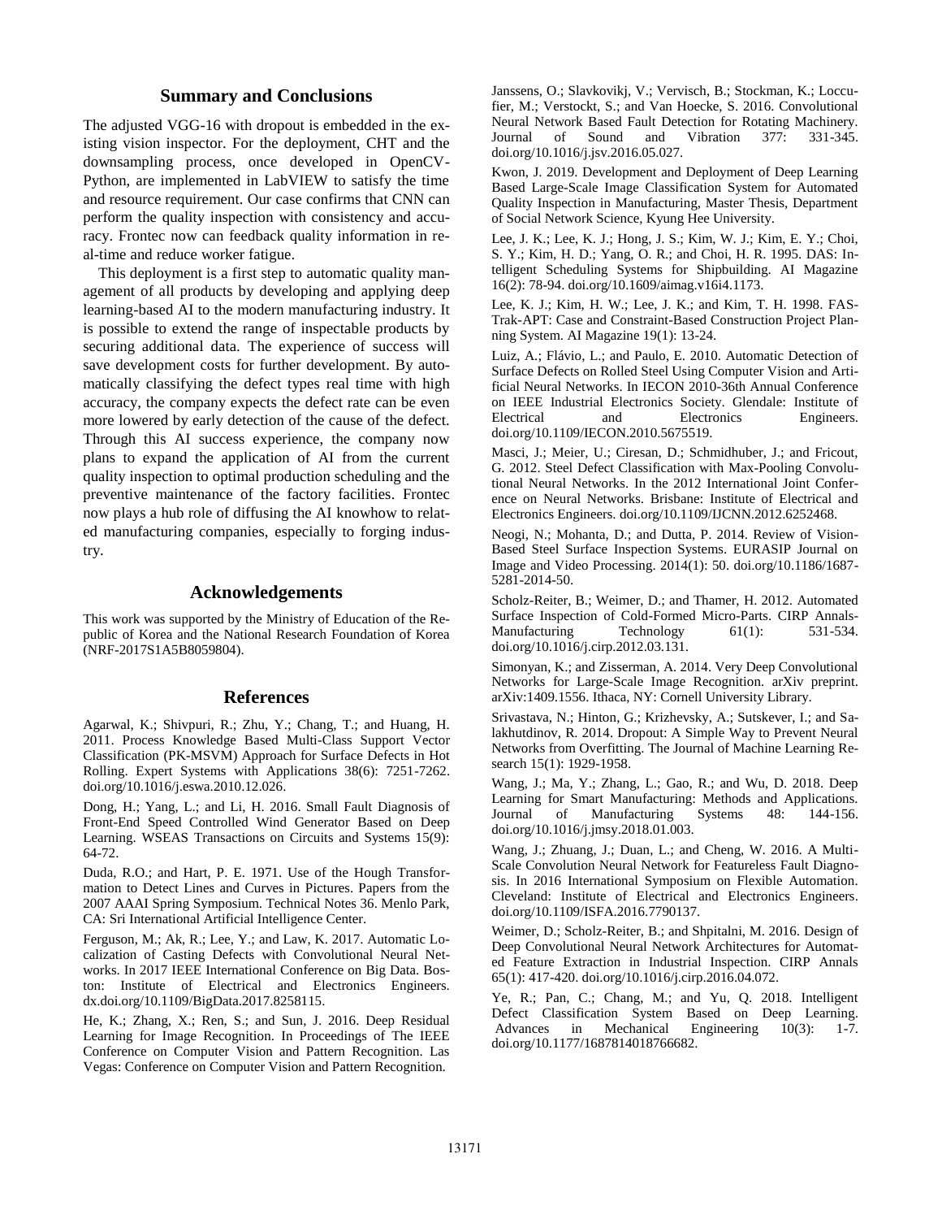## Summary and Conclusions

The adjusted VGG-16 with dropout is embedded in the existing vision inspector. For the deployment, CHT and the downsampling process, once developed in OpenCV-Python, are implemented in LabVIEW to satisfy the time and resource requirement. Our case confirms that CNN can perform the quality inspection with consistency and accuracy. Frontec now can feedback quality information in real-time and reduce worker fatigue.

This deployment is a first step to automatic quality management of all products by developing and applying deep learning-based AI to the modern manufacturing industry. It is possible to extend the range of inspectable products by securing additional data. The experience of success will save development costs for further development. By automatically classifying the defect types real time with high accuracy, the company expects the defect rate can be even more lowered by early detection of the cause of the defect. Through this AI success experience, the company now plans to expand the application of AI from the current quality inspection to optimal production scheduling and the preventive maintenance of the factory facilities. Frontec now plays a hub role of diffusing the AI knowhow to related manufacturing companies, especially to forging industry.

## Acknowledgements

This work was supported by the Ministry of Education of the Republic of Korea and the National Research Foundation of Korea (NRF-2017S1A5B8059804).

## References

Agarwal, K.; Shivpuri, R.; Zhu, Y.; Chang, T.; and Huang, H. 2011. Process Knowledge Based Multi-Class Support Vector Classification (PK-MSVM) Approach for Surface Defects in Hot Rolling. Expert Systems with Applications 38(6): 7251-7262. doi.org/10.1016/j.eswa.2010.12.026.

Dong, H.; Yang, L.; and Li, H. 2016. Small Fault Diagnosis of Front-End Speed Controlled Wind Generator Based on Deep Learning. WSEAS Transactions on Circuits and Systems 15(9): 64-72.

Duda, R.O.; and Hart, P. E. 1971. Use of the Hough Transformation to Detect Lines and Curves in Pictures. Papers from the 2007 AAAI Spring Symposium. Technical Notes 36. Menlo Park, CA: Sri International Artificial Intelligence Center.

Ferguson, M.; Ak, R.; Lee, Y.; and Law, K. 2017. Automatic Localization of Casting Defects with Convolutional Neural Networks. In 2017 IEEE International Conference on Big Data. Boston: Institute of Electrical and Electronics Engineers. dx.doi.org/10.1109/BigData.2017.8258115.

He, K.; Zhang, X.; Ren, S.; and Sun, J. 2016. Deep Residual Learning for Image Recognition. In Proceedings of The IEEE Conference on Computer Vision and Pattern Recognition. Las Vegas: Conference on Computer Vision and Pattern Recognition.

Janssens, O.; Slavkovikj, V.; Vervisch, B.; Stockman, K.; Loccufier, M.; Verstockt, S.; and Van Hoecke, S. 2016. Convolutional Neural Network Based Fault Detection for Rotating Machinery. Journal of Sound and Vibration 377: 331-345. doi.org/10.1016/j.jsv.2016.05.027.

Kwon, J. 2019. Development and Deployment of Deep Learning Based Large-Scale Image Classification System for Automated Quality Inspection in Manufacturing, Master Thesis, Department of Social Network Science, Kyung Hee University.

Lee, J. K.; Lee, K. J.; Hong, J. S.; Kim, W. J.; Kim, E. Y.; Choi, S. Y.; Kim, H. D.; Yang, O. R.; and Choi, H. R. 1995. DAS: Intelligent Scheduling Systems for Shipbuilding. AI Magazine 16(2): 78-94. doi.org/10.1609/aimag.v16i4.1173.

Lee, K. J.; Kim, H. W.; Lee, J. K.; and Kim, T. H. 1998. FASTrak-APT: Case and Constraint-Based Construction Project Planning System. AI Magazine 19(1): 13-24.

Luiz, A.; Flávio, L.; and Paulo, E. 2010. Automatic Detection of Surface Defects on Rolled Steel Using Computer Vision and Artificial Neural Networks. In IECON 2010-36th Annual Conference on IEEE Industrial Electronics Society. Glendale: Institute of Electrical and Electronics Engineers. doi.org/10.1109/IECON.2010.5675519.

Masci, J.; Meier, U.; Ciresan, D.; Schmidhuber, J.; and Fricout, G. 2012. Steel Defect Classification with Max-Pooling Convolutional Neural Networks. In the 2012 International Joint Conference on Neural Networks. Brisbane: Institute of Electrical and Electronics Engineers. doi.org/10.1109/IJCNN.2012.6252468.

Neogi, N.; Mohanta, D.; and Dutta, P. 2014. Review of Vision-Based Steel Surface Inspection Systems. EURASIP Journal on Image and Video Processing. 2014(1): 50. doi.org/10.1186/1687-5281-2014-50.

Scholz-Reiter, B.; Weimer, D.; and Thamer, H. 2012. Automated Surface Inspection of Cold-Formed Micro-Parts. CIRP Annals-Manufacturing Technology 61(1): 531-534. doi.org/10.1016/j.cirp.2012.03.131.

Simonyan, K.; and Zisserman, A. 2014. Very Deep Convolutional Networks for Large-Scale Image Recognition. arXiv preprint. arXiv:1409.1556. Ithaca, NY: Cornell University Library.

Srivastava, N.; Hinton, G.; Krizhevsky, A.; Sutskever, I.; and Salakhutdinov, R. 2014. Dropout: A Simple Way to Prevent Neural Networks from Overfitting. The Journal of Machine Learning Research 15(1): 1929-1958.

Wang, J.; Ma, Y.; Zhang, L.; Gao, R.; and Wu, D. 2018. Deep Learning for Smart Manufacturing: Methods and Applications. Journal of Manufacturing Systems 48: 144-156. doi.org/10.1016/j.jmsy.2018.01.003.

Wang, J.; Zhuang, J.; Duan, L.; and Cheng, W. 2016. A Multi-Scale Convolution Neural Network for Featureless Fault Diagnosis. In 2016 International Symposium on Flexible Automation. Cleveland: Institute of Electrical and Electronics Engineers. doi.org/10.1109/ISFA.2016.7790137.

Weimer, D.; Scholz-Reiter, B.; and Shpitalni, M. 2016. Design of Deep Convolutional Neural Network Architectures for Automated Feature Extraction in Industrial Inspection. CIRP Annals 65(1): 417-420. doi.org/10.1016/j.cirp.2016.04.072.

Ye, R.; Pan, C.; Chang, M.; and Yu, Q. 2018. Intelligent Defect Classification System Based on Deep Learning. Advances in Mechanical Engineering 10(3): 1-7. doi.org/10.1177/1687814018766682.